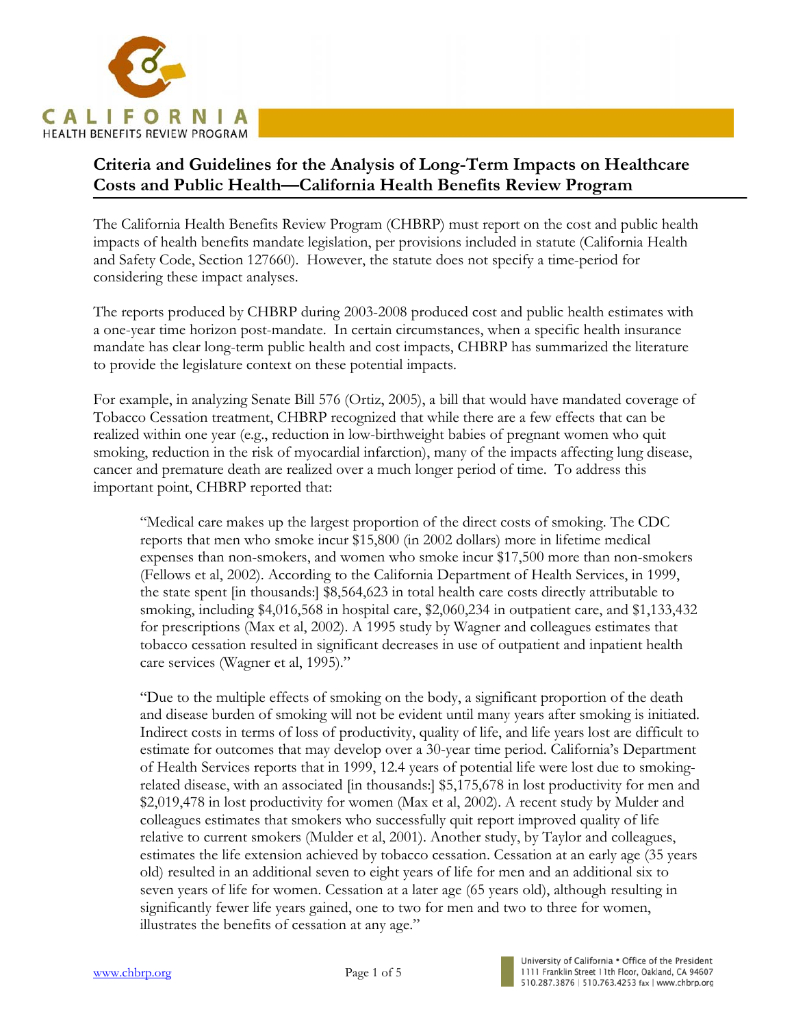# Criteria and Guidelines for the Analysis of Long-Term Impacts on Healthcare Costs and Public Health—California Health Benefits Review Program

The California Health Benefits Review Program (CHBRP) must report on the cost and public health impacts of health benefits mandate legislation, per provisions included in statute (California Health and Safety Code, Section 127660). However, the statute does not specify a time-period for considering these impact analyses.

The reports produced by CHBRP during 2003-2008 produced cost and public health estimates with a one-year time horizon post-mandate. In certain circumstances, when a specific health insurance mandate has clear long-term public health and cost impacts, CHBRP has summarized the literature to provide the legislature context on these potential impacts.

For example, in analyzing Senate Bill 576 (Ortiz, 2005), a bill that would have mandated coverage of Tobacco Cessation treatment, CHBRP recognized that while there are a few effects that can be realized within one year (e.g., reduction in low-birthweight babies of pregnant women who quit smoking, reduction in the risk of myocardial infarction), many of the impacts affecting lung disease, cancer and premature death are realized over a much longer period of time. To address this important point, CHBRP reported that:

> "Medical care makes up the largest proportion of the direct costs of smoking. The CDC reports that men who smoke incur $15,800 (in 2002 dollars) more in lifetime medical expenses than non-smokers, and women who smoke incur $17,500 more than non-smokers (Fellows et al, 2002). According to the California Department of Health Services, in 1999, the state spent [in thousands:] $8,564,623 in total health care costs directly attributable to smoking, including $4,016,568 in hospital care, $2,060,234 in outpatient care, and $1,133,432 for prescriptions (Max et al, 2002). A 1995 study by Wagner and colleagues estimates that tobacco cessation resulted in significant decreases in use of outpatient and inpatient health care services (Wagner et al, 1995)."
>
> "Due to the multiple effects of smoking on the body, a significant proportion of the death and disease burden of smoking will not be evident until many years after smoking is initiated. Indirect costs in terms of loss of productivity, quality of life, and life years lost are difficult to estimate for outcomes that may develop over a 30-year time period. California's Department of Health Services reports that in 1999, 12.4 years of potential life were lost due to smoking-related disease, with an associated [in thousands:] $5,175,678 in lost productivity for men and $2,019,478 in lost productivity for women (Max et al, 2002). A recent study by Mulder and colleagues estimates that smokers who successfully quit report improved quality of life relative to current smokers (Mulder et al, 2001). Another study, by Taylor and colleagues, estimates the life extension achieved by tobacco cessation. Cessation at an early age (35 years old) resulted in an additional seven to eight years of life for men and an additional six to seven years of life for women. Cessation at a later age (65 years old), although resulting in significantly fewer life years gained, one to two for men and two to three for women, illustrates the benefits of cessation at any age."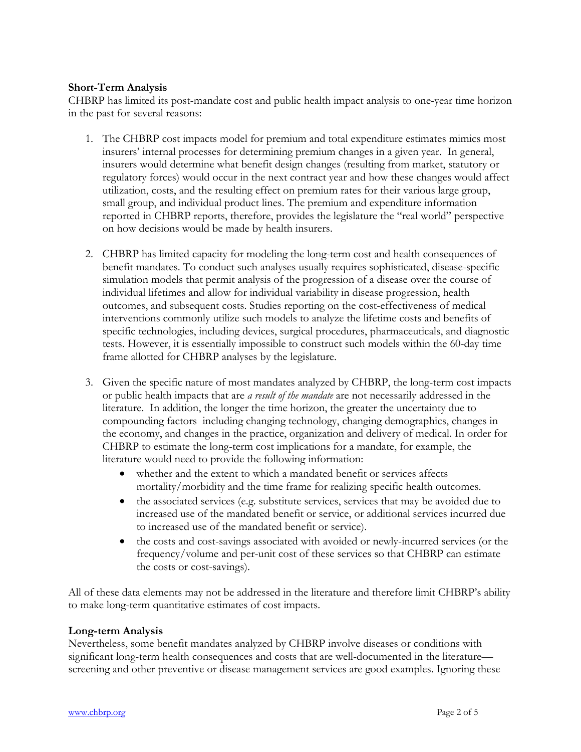**Short-Term Analysis**

CHBRP has limited its post-mandate cost and public health impact analysis to one-year time horizon in the past for several reasons:

1. The CHBRP cost impacts model for premium and total expenditure estimates mimics most insurers' internal processes for determining premium changes in a given year. In general, insurers would determine what benefit design changes (resulting from market, statutory or regulatory forces) would occur in the next contract year and how these changes would affect utilization, costs, and the resulting effect on premium rates for their various large group, small group, and individual product lines. The premium and expenditure information reported in CHBRP reports, therefore, provides the legislature the "real world" perspective on how decisions would be made by health insurers.

2. CHBRP has limited capacity for modeling the long-term cost and health consequences of benefit mandates. To conduct such analyses usually requires sophisticated, disease-specific simulation models that permit analysis of the progression of a disease over the course of individual lifetimes and allow for individual variability in disease progression, health outcomes, and subsequent costs. Studies reporting on the cost-effectiveness of medical interventions commonly utilize such models to analyze the lifetime costs and benefits of specific technologies, including devices, surgical procedures, pharmaceuticals, and diagnostic tests. However, it is essentially impossible to construct such models within the 60-day time frame allotted for CHBRP analyses by the legislature.

3. Given the specific nature of most mandates analyzed by CHBRP, the long-term cost impacts or public health impacts that are *a result of the mandate* are not necessarily addressed in the literature. In addition, the longer the time horizon, the greater the uncertainty due to compounding factors including changing technology, changing demographics, changes in the economy, and changes in the practice, organization and delivery of medical. In order for CHBRP to estimate the long-term cost implications for a mandate, for example, the literature would need to provide the following information:
   - whether and the extent to which a mandated benefit or services affects mortality/morbidity and the time frame for realizing specific health outcomes.
   - the associated services (e.g. substitute services, services that may be avoided due to increased use of the mandated benefit or service, or additional services incurred due to increased use of the mandated benefit or service).
   - the costs and cost-savings associated with avoided or newly-incurred services (or the frequency/volume and per-unit cost of these services so that CHBRP can estimate the costs or cost-savings).

All of these data elements may not be addressed in the literature and therefore limit CHBRP's ability to make long-term quantitative estimates of cost impacts.

**Long-term Analysis**

Nevertheless, some benefit mandates analyzed by CHBRP involve diseases or conditions with significant long-term health consequences and costs that are well-documented in the literature—screening and other preventive or disease management services are good examples. Ignoring these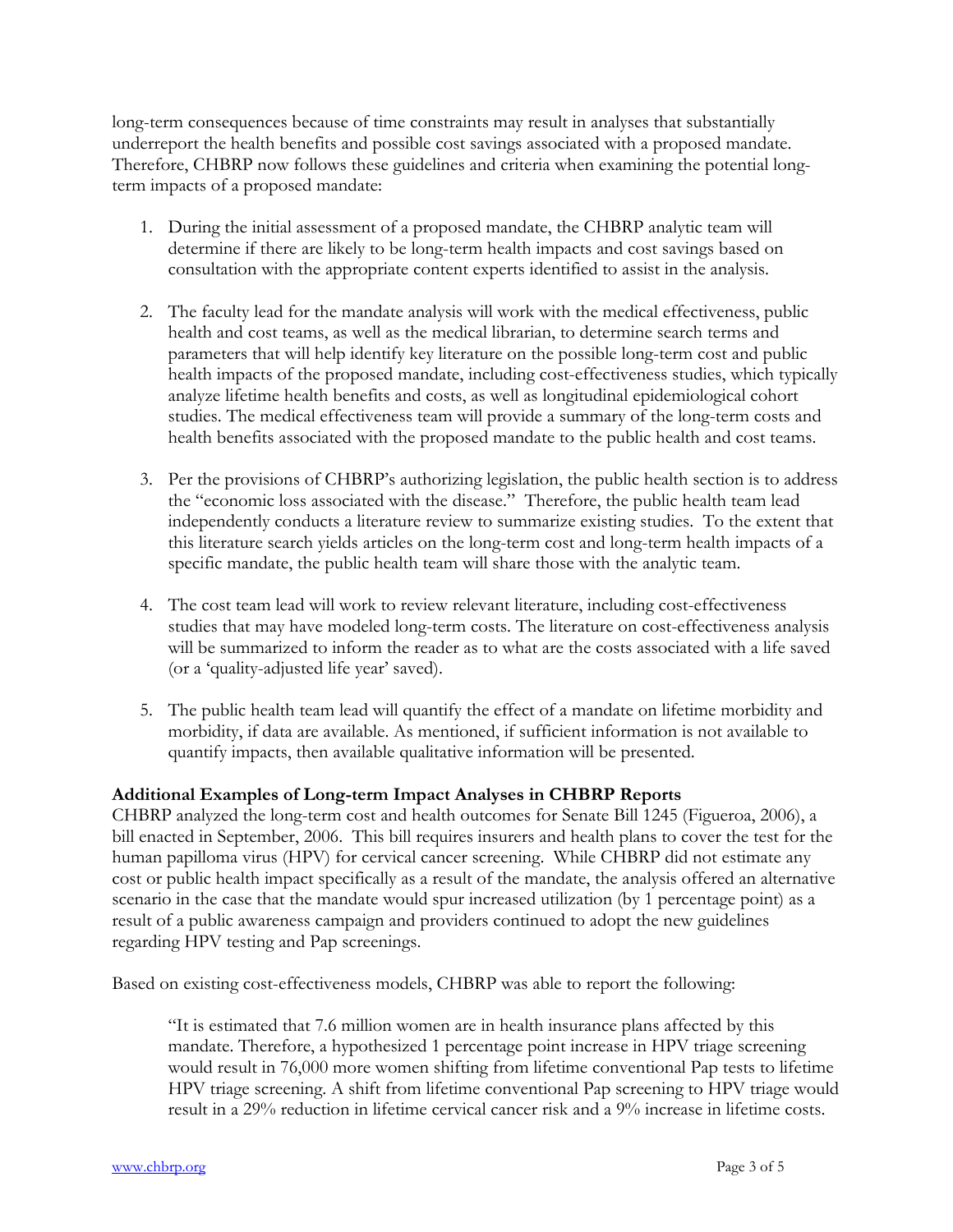long-term consequences because of time constraints may result in analyses that substantially underreport the health benefits and possible cost savings associated with a proposed mandate. Therefore, CHBRP now follows these guidelines and criteria when examining the potential long-term impacts of a proposed mandate:

1. During the initial assessment of a proposed mandate, the CHBRP analytic team will determine if there are likely to be long-term health impacts and cost savings based on consultation with the appropriate content experts identified to assist in the analysis.

2. The faculty lead for the mandate analysis will work with the medical effectiveness, public health and cost teams, as well as the medical librarian, to determine search terms and parameters that will help identify key literature on the possible long-term cost and public health impacts of the proposed mandate, including cost-effectiveness studies, which typically analyze lifetime health benefits and costs, as well as longitudinal epidemiological cohort studies. The medical effectiveness team will provide a summary of the long-term costs and health benefits associated with the proposed mandate to the public health and cost teams.

3. Per the provisions of CHBRP's authorizing legislation, the public health section is to address the "economic loss associated with the disease." Therefore, the public health team lead independently conducts a literature review to summarize existing studies. To the extent that this literature search yields articles on the long-term cost and long-term health impacts of a specific mandate, the public health team will share those with the analytic team.

4. The cost team lead will work to review relevant literature, including cost-effectiveness studies that may have modeled long-term costs. The literature on cost-effectiveness analysis will be summarized to inform the reader as to what are the costs associated with a life saved (or a 'quality-adjusted life year' saved).

5. The public health team lead will quantify the effect of a mandate on lifetime morbidity and morbidity, if data are available. As mentioned, if sufficient information is not available to quantify impacts, then available qualitative information will be presented.

**Additional Examples of Long-term Impact Analyses in CHBRP Reports**

CHBRP analyzed the long-term cost and health outcomes for Senate Bill 1245 (Figueroa, 2006), a bill enacted in September, 2006. This bill requires insurers and health plans to cover the test for the human papilloma virus (HPV) for cervical cancer screening. While CHBRP did not estimate any cost or public health impact specifically as a result of the mandate, the analysis offered an alternative scenario in the case that the mandate would spur increased utilization (by 1 percentage point) as a result of a public awareness campaign and providers continued to adopt the new guidelines regarding HPV testing and Pap screenings.

Based on existing cost-effectiveness models, CHBRP was able to report the following:

> "It is estimated that 7.6 million women are in health insurance plans affected by this mandate. Therefore, a hypothesized 1 percentage point increase in HPV triage screening would result in 76,000 more women shifting from lifetime conventional Pap tests to lifetime HPV triage screening. A shift from lifetime conventional Pap screening to HPV triage would result in a 29% reduction in lifetime cervical cancer risk and a 9% increase in lifetime costs.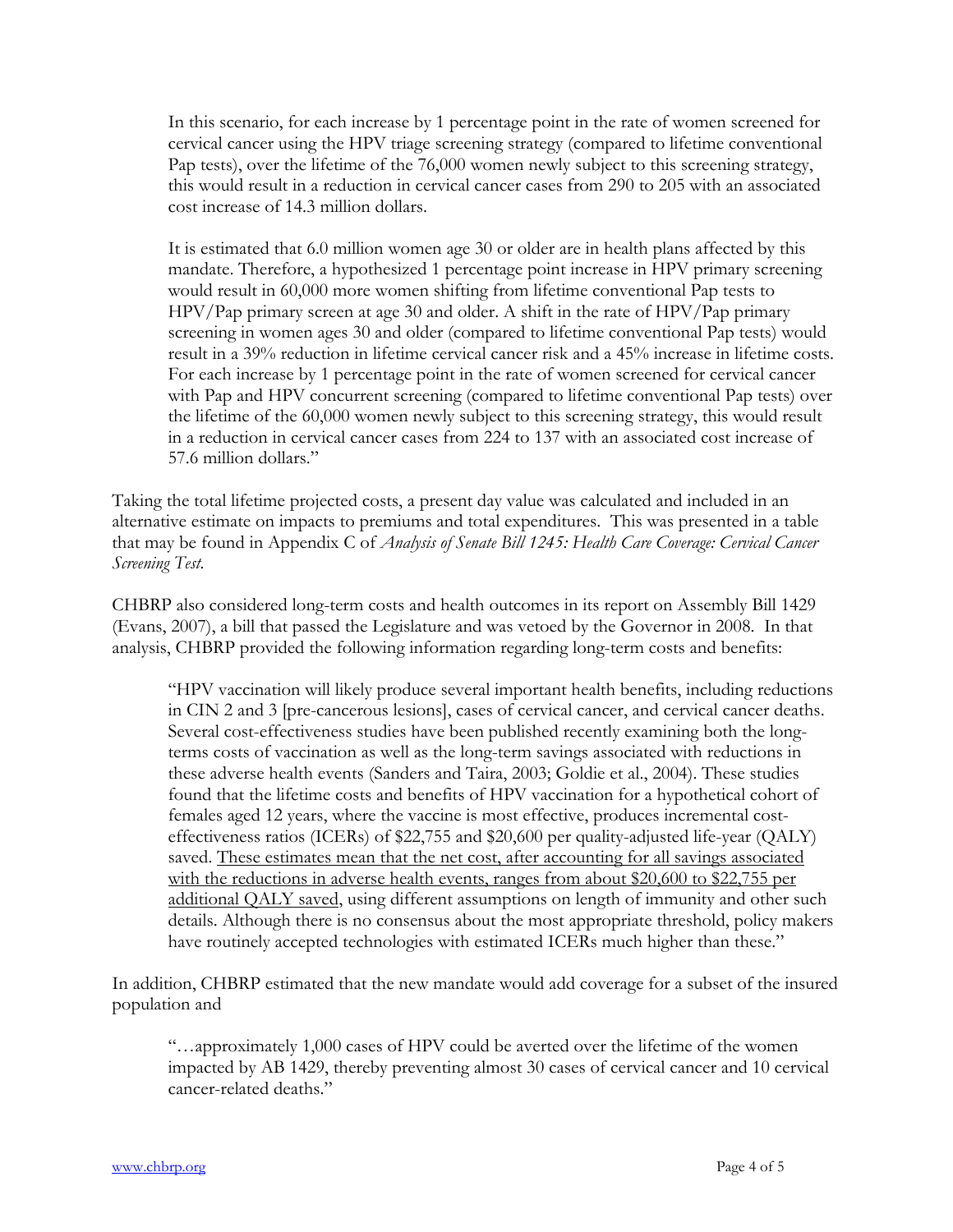> In this scenario, for each increase by 1 percentage point in the rate of women screened for cervical cancer using the HPV triage screening strategy (compared to lifetime conventional Pap tests), over the lifetime of the 76,000 women newly subject to this screening strategy, this would result in a reduction in cervical cancer cases from 290 to 205 with an associated cost increase of 14.3 million dollars.
>
> It is estimated that 6.0 million women age 30 or older are in health plans affected by this mandate. Therefore, a hypothesized 1 percentage point increase in HPV primary screening would result in 60,000 more women shifting from lifetime conventional Pap tests to HPV/Pap primary screen at age 30 and older. A shift in the rate of HPV/Pap primary screening in women ages 30 and older (compared to lifetime conventional Pap tests) would result in a 39% reduction in lifetime cervical cancer risk and a 45% increase in lifetime costs. For each increase by 1 percentage point in the rate of women screened for cervical cancer with Pap and HPV concurrent screening (compared to lifetime conventional Pap tests) over the lifetime of the 60,000 women newly subject to this screening strategy, this would result in a reduction in cervical cancer cases from 224 to 137 with an associated cost increase of 57.6 million dollars."

Taking the total lifetime projected costs, a present day value was calculated and included in an alternative estimate on impacts to premiums and total expenditures. This was presented in a table that may be found in Appendix C of *Analysis of Senate Bill 1245: Health Care Coverage: Cervical Cancer Screening Test.*

CHBRP also considered long-term costs and health outcomes in its report on Assembly Bill 1429 (Evans, 2007), a bill that passed the Legislature and was vetoed by the Governor in 2008. In that analysis, CHBRP provided the following information regarding long-term costs and benefits:

> "HPV vaccination will likely produce several important health benefits, including reductions in CIN 2 and 3 [pre-cancerous lesions], cases of cervical cancer, and cervical cancer deaths. Several cost-effectiveness studies have been published recently examining both the long-terms costs of vaccination as well as the long-term savings associated with reductions in these adverse health events (Sanders and Taira, 2003; Goldie et al., 2004). These studies found that the lifetime costs and benefits of HPV vaccination for a hypothetical cohort of females aged 12 years, where the vaccine is most effective, produces incremental cost-effectiveness ratios (ICERs) of $22,755 and $20,600 per quality-adjusted life-year (QALY) saved. <u>These estimates mean that the net cost, after accounting for all savings associated with the reductions in adverse health events, ranges from about $20,600 to $22,755 per additional QALY saved</u>, using different assumptions on length of immunity and other such details. Although there is no consensus about the most appropriate threshold, policy makers have routinely accepted technologies with estimated ICERs much higher than these."

In addition, CHBRP estimated that the new mandate would add coverage for a subset of the insured population and

> "…approximately 1,000 cases of HPV could be averted over the lifetime of the women impacted by AB 1429, thereby preventing almost 30 cases of cervical cancer and 10 cervical cancer-related deaths."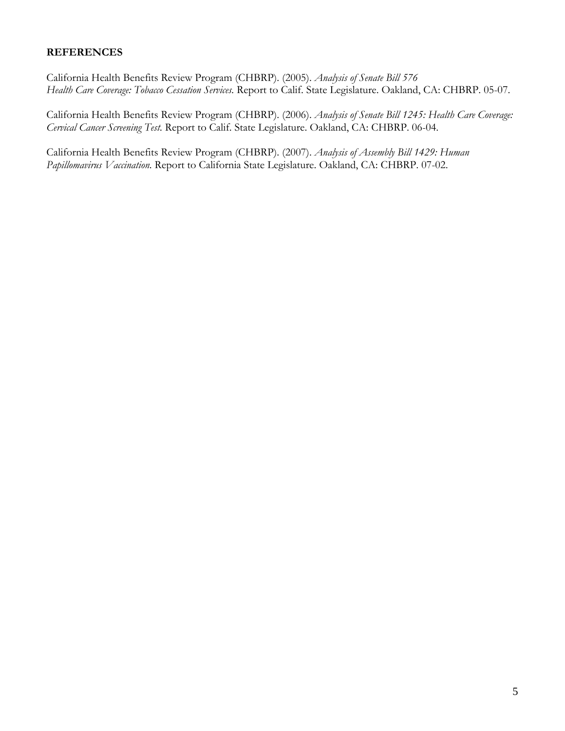**REFERENCES**

California Health Benefits Review Program (CHBRP). (2005). *Analysis of Senate Bill 576 Health Care Coverage: Tobacco Cessation Services.* Report to Calif. State Legislature. Oakland, CA: CHBRP. 05-07.

California Health Benefits Review Program (CHBRP). (2006). *Analysis of Senate Bill 1245: Health Care Coverage: Cervical Cancer Screening Test.* Report to Calif. State Legislature. Oakland, CA: CHBRP. 06-04.

California Health Benefits Review Program (CHBRP). (2007). *Analysis of Assembly Bill 1429: Human Papillomavirus Vaccination.* Report to California State Legislature. Oakland, CA: CHBRP. 07-02.